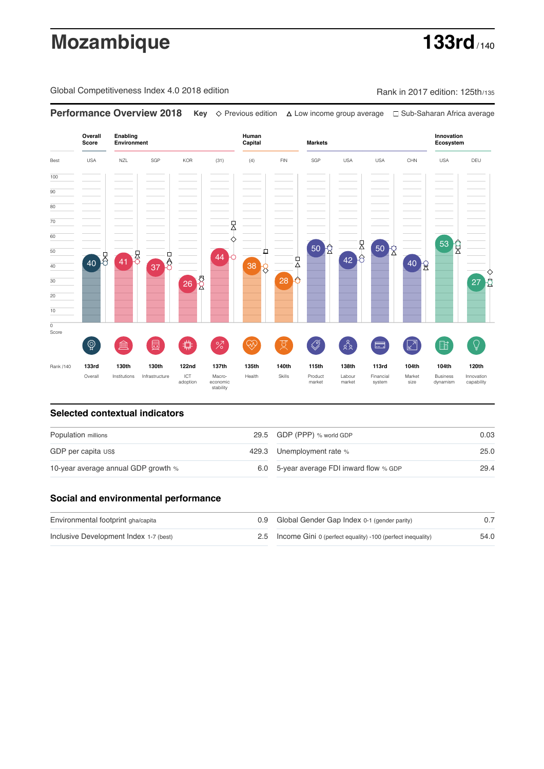# Mozambique

**133rd** / 140

Global Competitiveness Index 4.0 2018 edition

Rank in 2017 edition: 125th/135

## Performance Overview 2018

**Key** ◇ Previous edition △ Low income group average □ Sub-Saharan Africa average

| | Overall Score | Enabling Environment | | | | Human Capital | | Markets | | | | Innovation Ecosystem | |
|---|---|---|---|---|---|---|---|---|---|---|---|---|---|
| Best | USA | NZL | SGP | KOR | (31) | (4) | FIN | SGP | USA | USA | CHN | USA | DEU |
| Score | 40 | 41 | 37 | 26 | 44 | 38 | 28 | 50 | 42 | 50 | 40 | 53 | 27 |
| Rank /140 | 133rd | 130th | 130th | 122nd | 137th | 135th | 140th | 115th | 138th | 113rd | 104th | 104th | 120th |
| | Overall | Institutions | Infrastructure | ICT adoption | Macro-economic stability | Health | Skills | Product market | Labour market | Financial system | Market size | Business dynamism | Innovation capability |

## Selected contextual indicators

| | | | |
|---|---|---|---|
| Population millions | 29.5 | GDP (PPP) % world GDP | 0.03 |
| GDP per capita US$ | 429.3 | Unemployment rate % | 25.0 |
| 10-year average annual GDP growth % | 6.0 | 5-year average FDI inward flow % GDP | 29.4 |

## Social and environmental performance

| | | | |
|---|---|---|---|
| Environmental footprint gha/capita | 0.9 | Global Gender Gap Index 0-1 (gender parity) | 0.7 |
| Inclusive Development Index 1-7 (best) | 2.5 | Income Gini 0 (perfect equality) -100 (perfect inequality) | 54.0 |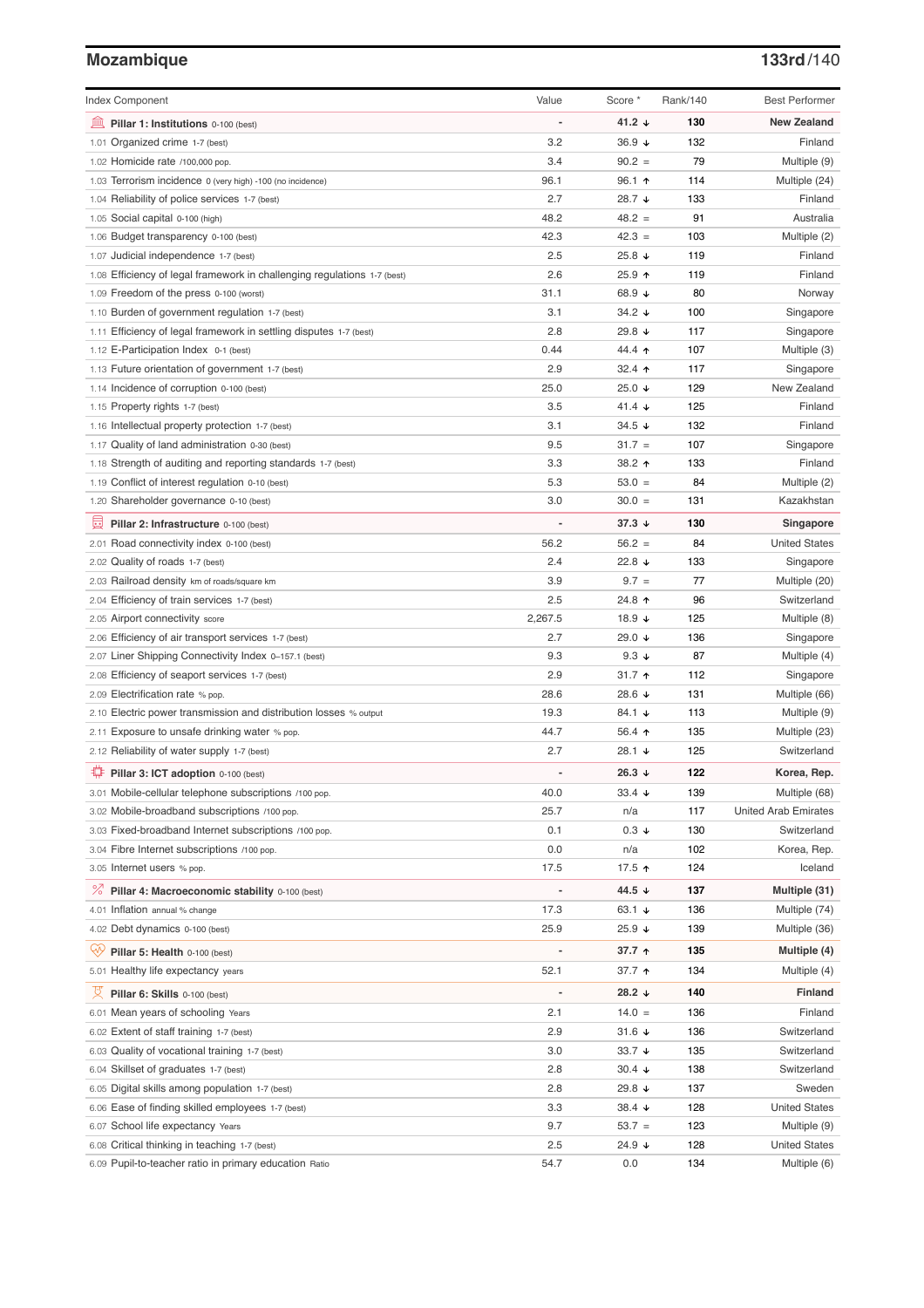## Mozambique

**133rd/140**

| Index Component | Value | Score * | Rank/140 | Best Performer |
|---|---|---|---|---|
| **Pillar 1: Institutions** 0-100 (best) | - | **41.2 ↓** | **130** | **New Zealand** |
| 1.01 Organized crime 1-7 (best) | 3.2 | 36.9 ↓ | 132 | Finland |
| 1.02 Homicide rate /100,000 pop. | 3.4 | 90.2 = | 79 | Multiple (9) |
| 1.03 Terrorism incidence 0 (very high) -100 (no incidence) | 96.1 | 96.1 ↑ | 114 | Multiple (24) |
| 1.04 Reliability of police services 1-7 (best) | 2.7 | 28.7 ↓ | 133 | Finland |
| 1.05 Social capital 0-100 (high) | 48.2 | 48.2 = | 91 | Australia |
| 1.06 Budget transparency 0-100 (best) | 42.3 | 42.3 = | 103 | Multiple (2) |
| 1.07 Judicial independence 1-7 (best) | 2.5 | 25.8 ↓ | 119 | Finland |
| 1.08 Efficiency of legal framework in challenging regulations 1-7 (best) | 2.6 | 25.9 ↑ | 119 | Finland |
| 1.09 Freedom of the press 0-100 (worst) | 31.1 | 68.9 ↓ | 80 | Norway |
| 1.10 Burden of government regulation 1-7 (best) | 3.1 | 34.2 ↓ | 100 | Singapore |
| 1.11 Efficiency of legal framework in settling disputes 1-7 (best) | 2.8 | 29.8 ↓ | 117 | Singapore |
| 1.12 E-Participation Index 0-1 (best) | 0.44 | 44.4 ↑ | 107 | Multiple (3) |
| 1.13 Future orientation of government 1-7 (best) | 2.9 | 32.4 ↑ | 117 | Singapore |
| 1.14 Incidence of corruption 0-100 (best) | 25.0 | 25.0 ↓ | 129 | New Zealand |
| 1.15 Property rights 1-7 (best) | 3.5 | 41.4 ↓ | 125 | Finland |
| 1.16 Intellectual property protection 1-7 (best) | 3.1 | 34.5 ↓ | 132 | Finland |
| 1.17 Quality of land administration 0-30 (best) | 9.5 | 31.7 = | 107 | Singapore |
| 1.18 Strength of auditing and reporting standards 1-7 (best) | 3.3 | 38.2 ↑ | 133 | Finland |
| 1.19 Conflict of interest regulation 0-10 (best) | 5.3 | 53.0 = | 84 | Multiple (2) |
| 1.20 Shareholder governance 0-10 (best) | 3.0 | 30.0 = | 131 | Kazakhstan |
| **Pillar 2: Infrastructure** 0-100 (best) | - | **37.3 ↓** | **130** | **Singapore** |
| 2.01 Road connectivity index 0-100 (best) | 56.2 | 56.2 = | 84 | United States |
| 2.02 Quality of roads 1-7 (best) | 2.4 | 22.8 ↓ | 133 | Singapore |
| 2.03 Railroad density km of roads/square km | 3.9 | 9.7 = | 77 | Multiple (20) |
| 2.04 Efficiency of train services 1-7 (best) | 2.5 | 24.8 ↑ | 96 | Switzerland |
| 2.05 Airport connectivity score | 2,267.5 | 18.9 ↓ | 125 | Multiple (8) |
| 2.06 Efficiency of air transport services 1-7 (best) | 2.7 | 29.0 ↓ | 136 | Singapore |
| 2.07 Liner Shipping Connectivity Index 0-157.1 (best) | 9.3 | 9.3 ↓ | 87 | Multiple (4) |
| 2.08 Efficiency of seaport services 1-7 (best) | 2.9 | 31.7 ↑ | 112 | Singapore |
| 2.09 Electrification rate % pop. | 28.6 | 28.6 ↓ | 131 | Multiple (66) |
| 2.10 Electric power transmission and distribution losses % output | 19.3 | 84.1 ↓ | 113 | Multiple (9) |
| 2.11 Exposure to unsafe drinking water % pop. | 44.7 | 56.4 ↑ | 135 | Multiple (23) |
| 2.12 Reliability of water supply 1-7 (best) | 2.7 | 28.1 ↓ | 125 | Switzerland |
| **Pillar 3: ICT adoption** 0-100 (best) | - | **26.3 ↓** | **122** | **Korea, Rep.** |
| 3.01 Mobile-cellular telephone subscriptions /100 pop. | 40.0 | 33.4 ↓ | 139 | Multiple (68) |
| 3.02 Mobile-broadband subscriptions /100 pop. | 25.7 | n/a | 117 | United Arab Emirates |
| 3.03 Fixed-broadband Internet subscriptions /100 pop. | 0.1 | 0.3 ↓ | 130 | Switzerland |
| 3.04 Fibre Internet subscriptions /100 pop. | 0.0 | n/a | 102 | Korea, Rep. |
| 3.05 Internet users % pop. | 17.5 | 17.5 ↑ | 124 | Iceland |
| **Pillar 4: Macroeconomic stability** 0-100 (best) | - | **44.5 ↓** | **137** | **Multiple (31)** |
| 4.01 Inflation annual % change | 17.3 | 63.1 ↓ | 136 | Multiple (74) |
| 4.02 Debt dynamics 0-100 (best) | 25.9 | 25.9 ↓ | 139 | Multiple (36) |
| **Pillar 5: Health** 0-100 (best) | - | **37.7 ↑** | **135** | **Multiple (4)** |
| 5.01 Healthy life expectancy years | 52.1 | 37.7 ↑ | 134 | Multiple (4) |
| **Pillar 6: Skills** 0-100 (best) | - | **28.2 ↓** | **140** | **Finland** |
| 6.01 Mean years of schooling Years | 2.1 | 14.0 = | 136 | Finland |
| 6.02 Extent of staff training 1-7 (best) | 2.9 | 31.6 ↓ | 136 | Switzerland |
| 6.03 Quality of vocational training 1-7 (best) | 3.0 | 33.7 ↓ | 135 | Switzerland |
| 6.04 Skillset of graduates 1-7 (best) | 2.8 | 30.4 ↓ | 138 | Switzerland |
| 6.05 Digital skills among population 1-7 (best) | 2.8 | 29.8 ↓ | 137 | Sweden |
| 6.06 Ease of finding skilled employees 1-7 (best) | 3.3 | 38.4 ↓ | 128 | United States |
| 6.07 School life expectancy Years | 9.7 | 53.7 = | 123 | Multiple (9) |
| 6.08 Critical thinking in teaching 1-7 (best) | 2.5 | 24.9 ↓ | 128 | United States |
| 6.09 Pupil-to-teacher ratio in primary education Ratio | 54.7 | 0.0 | 134 | Multiple (6) |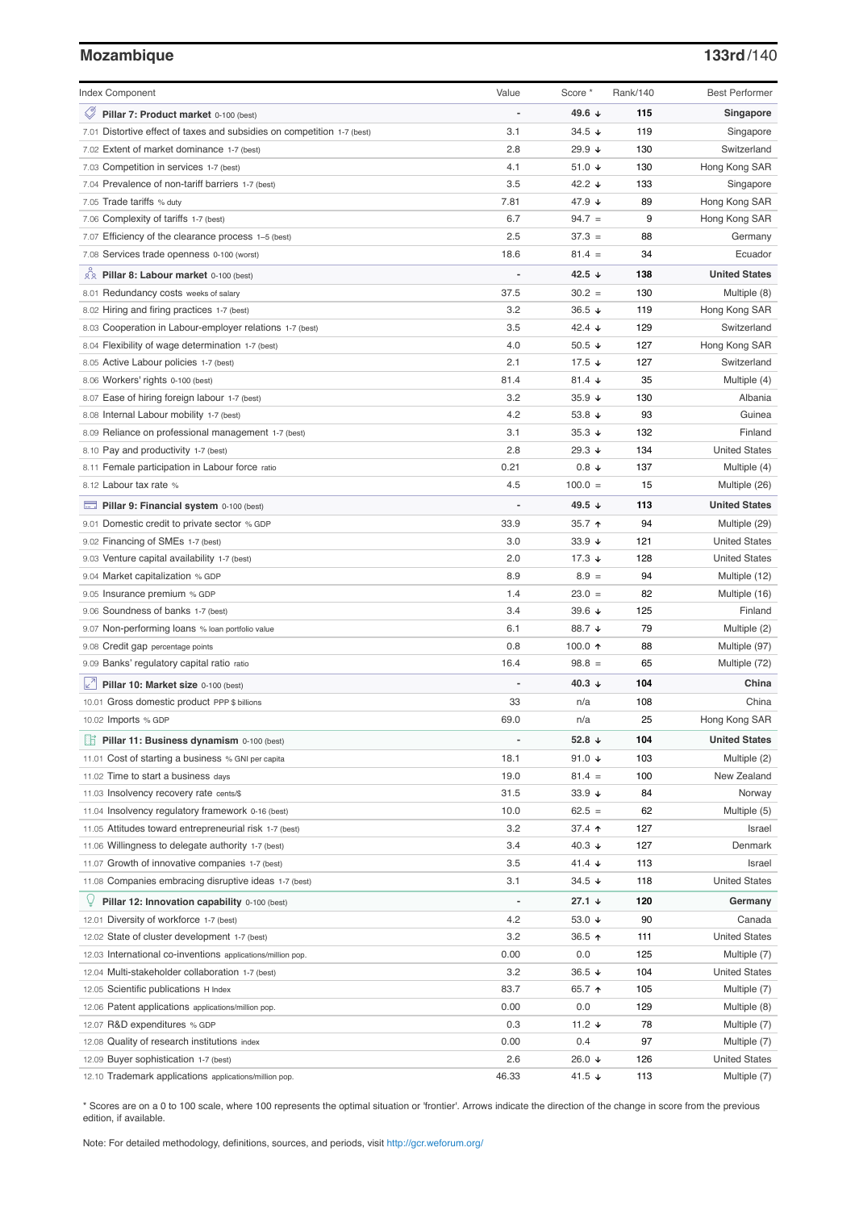## Mozambique

**133rd/140**

| Index Component | Value | Score * | Rank/140 | Best Performer |
|---|---|---|---|---|
| **Pillar 7: Product market** 0-100 (best) | - | **49.6 ↓** | **115** | **Singapore** |
| 7.01 Distortive effect of taxes and subsidies on competition 1-7 (best) | 3.1 | 34.5 ↓ | 119 | Singapore |
| 7.02 Extent of market dominance 1-7 (best) | 2.8 | 29.9 ↓ | 130 | Switzerland |
| 7.03 Competition in services 1-7 (best) | 4.1 | 51.0 ↓ | 130 | Hong Kong SAR |
| 7.04 Prevalence of non-tariff barriers 1-7 (best) | 3.5 | 42.2 ↓ | 133 | Singapore |
| 7.05 Trade tariffs % duty | 7.81 | 47.9 ↓ | 89 | Hong Kong SAR |
| 7.06 Complexity of tariffs 1-7 (best) | 6.7 | 94.7 = | 9 | Hong Kong SAR |
| 7.07 Efficiency of the clearance process 1–5 (best) | 2.5 | 37.3 = | 88 | Germany |
| 7.08 Services trade openness 0-100 (worst) | 18.6 | 81.4 = | 34 | Ecuador |
| **Pillar 8: Labour market** 0-100 (best) | - | **42.5 ↓** | **138** | **United States** |
| 8.01 Redundancy costs weeks of salary | 37.5 | 30.2 = | 130 | Multiple (8) |
| 8.02 Hiring and firing practices 1-7 (best) | 3.2 | 36.5 ↓ | 119 | Hong Kong SAR |
| 8.03 Cooperation in Labour-employer relations 1-7 (best) | 3.5 | 42.4 ↓ | 129 | Switzerland |
| 8.04 Flexibility of wage determination 1-7 (best) | 4.0 | 50.5 ↓ | 127 | Hong Kong SAR |
| 8.05 Active Labour policies 1-7 (best) | 2.1 | 17.5 ↓ | 127 | Switzerland |
| 8.06 Workers' rights 0-100 (best) | 81.4 | 81.4 ↓ | 35 | Multiple (4) |
| 8.07 Ease of hiring foreign labour 1-7 (best) | 3.2 | 35.9 ↓ | 130 | Albania |
| 8.08 Internal Labour mobility 1-7 (best) | 4.2 | 53.8 ↓ | 93 | Guinea |
| 8.09 Reliance on professional management 1-7 (best) | 3.1 | 35.3 ↓ | 132 | Finland |
| 8.10 Pay and productivity 1-7 (best) | 2.8 | 29.3 ↓ | 134 | United States |
| 8.11 Female participation in Labour force ratio | 0.21 | 0.8 ↓ | 137 | Multiple (4) |
| 8.12 Labour tax rate % | 4.5 | 100.0 = | 15 | Multiple (26) |
| **Pillar 9: Financial system** 0-100 (best) | - | **49.5 ↓** | **113** | **United States** |
| 9.01 Domestic credit to private sector % GDP | 33.9 | 35.7 ↑ | 94 | Multiple (29) |
| 9.02 Financing of SMEs 1-7 (best) | 3.0 | 33.9 ↓ | 121 | United States |
| 9.03 Venture capital availability 1-7 (best) | 2.0 | 17.3 ↓ | 128 | United States |
| 9.04 Market capitalization % GDP | 8.9 | 8.9 = | 94 | Multiple (12) |
| 9.05 Insurance premium % GDP | 1.4 | 23.0 = | 82 | Multiple (16) |
| 9.06 Soundness of banks 1-7 (best) | 3.4 | 39.6 ↓ | 125 | Finland |
| 9.07 Non-performing loans % loan portfolio value | 6.1 | 88.7 ↓ | 79 | Multiple (2) |
| 9.08 Credit gap percentage points | 0.8 | 100.0 ↑ | 88 | Multiple (97) |
| 9.09 Banks' regulatory capital ratio ratio | 16.4 | 98.8 = | 65 | Multiple (72) |
| **Pillar 10: Market size** 0-100 (best) | - | **40.3 ↓** | **104** | **China** |
| 10.01 Gross domestic product PPP $ billions | 33 | n/a | 108 | China |
| 10.02 Imports % GDP | 69.0 | n/a | 25 | Hong Kong SAR |
| **Pillar 11: Business dynamism** 0-100 (best) | - | **52.8 ↓** | **104** | **United States** |
| 11.01 Cost of starting a business % GNI per capita | 18.1 | 91.0 ↓ | 103 | Multiple (2) |
| 11.02 Time to start a business days | 19.0 | 81.4 = | 100 | New Zealand |
| 11.03 Insolvency recovery rate cents/$ | 31.5 | 33.9 ↓ | 84 | Norway |
| 11.04 Insolvency regulatory framework 0-16 (best) | 10.0 | 62.5 = | 62 | Multiple (5) |
| 11.05 Attitudes toward entrepreneurial risk 1-7 (best) | 3.2 | 37.4 ↑ | 127 | Israel |
| 11.06 Willingness to delegate authority 1-7 (best) | 3.4 | 40.3 ↓ | 127 | Denmark |
| 11.07 Growth of innovative companies 1-7 (best) | 3.5 | 41.4 ↓ | 113 | Israel |
| 11.08 Companies embracing disruptive ideas 1-7 (best) | 3.1 | 34.5 ↓ | 118 | United States |
| **Pillar 12: Innovation capability** 0-100 (best) | - | **27.1 ↓** | **120** | **Germany** |
| 12.01 Diversity of workforce 1-7 (best) | 4.2 | 53.0 ↓ | 90 | Canada |
| 12.02 State of cluster development 1-7 (best) | 3.2 | 36.5 ↑ | 111 | United States |
| 12.03 International co-inventions applications/million pop. | 0.00 | 0.0 | 125 | Multiple (7) |
| 12.04 Multi-stakeholder collaboration 1-7 (best) | 3.2 | 36.5 ↓ | 104 | United States |
| 12.05 Scientific publications H Index | 83.7 | 65.7 ↑ | 105 | Multiple (7) |
| 12.06 Patent applications applications/million pop. | 0.00 | 0.0 | 129 | Multiple (8) |
| 12.07 R&D expenditures % GDP | 0.3 | 11.2 ↓ | 78 | Multiple (7) |
| 12.08 Quality of research institutions index | 0.00 | 0.4 | 97 | Multiple (7) |
| 12.09 Buyer sophistication 1-7 (best) | 2.6 | 26.0 ↓ | 126 | United States |
| 12.10 Trademark applications applications/million pop. | 46.33 | 41.5 ↓ | 113 | Multiple (7) |

* Scores are on a 0 to 100 scale, where 100 represents the optimal situation or 'frontier'. Arrows indicate the direction of the change in score from the previous edition, if available.

Note: For detailed methodology, definitions, sources, and periods, visit http://gcr.weforum.org/